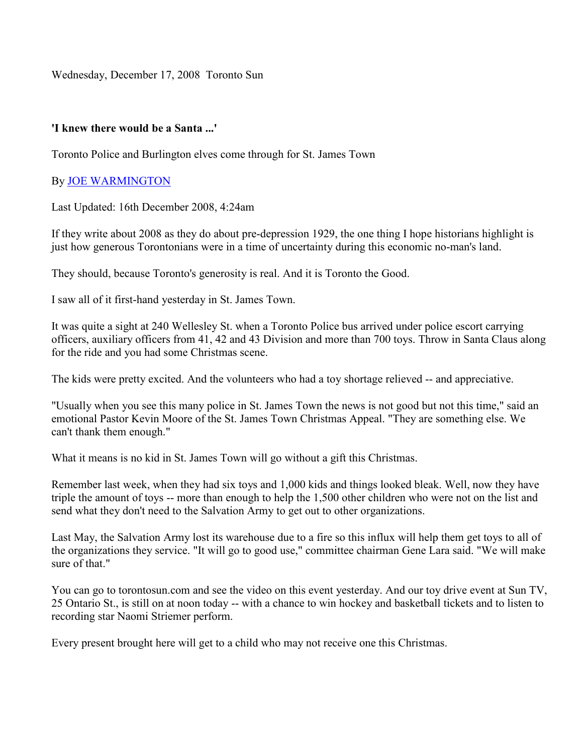Wednesday, December 17, 2008 Toronto Sun

**'I knew there would be a Santa ...'**

Toronto Police and Burlington elves come through for St. James Town

By JOE WARMINGTON

Last Updated: 16th December 2008, 4:24am

If they write about 2008 as they do about pre-depression 1929, the one thing I hope historians highlight is just how generous Torontonians were in a time of uncertainty during this economic no-man's land.

They should, because Toronto's generosity is real. And it is Toronto the Good.

I saw all of it first-hand yesterday in St. James Town.

It was quite a sight at 240 Wellesley St. when a Toronto Police bus arrived under police escort carrying officers, auxiliary officers from 41, 42 and 43 Division and more than 700 toys. Throw in Santa Claus along for the ride and you had some Christmas scene.

The kids were pretty excited. And the volunteers who had a toy shortage relieved -- and appreciative.

"Usually when you see this many police in St. James Town the news is not good but not this time," said an emotional Pastor Kevin Moore of the St. James Town Christmas Appeal. "They are something else. We can't thank them enough."

What it means is no kid in St. James Town will go without a gift this Christmas.

Remember last week, when they had six toys and 1,000 kids and things looked bleak. Well, now they have triple the amount of toys -- more than enough to help the 1,500 other children who were not on the list and send what they don't need to the Salvation Army to get out to other organizations.

Last May, the Salvation Army lost its warehouse due to a fire so this influx will help them get toys to all of the organizations they service. "It will go to good use," committee chairman Gene Lara said. "We will make sure of that."

You can go to torontosun.com and see the video on this event yesterday. And our toy drive event at Sun TV, 25 Ontario St., is still on at noon today -- with a chance to win hockey and basketball tickets and to listen to recording star Naomi Striemer perform.

Every present brought here will get to a child who may not receive one this Christmas.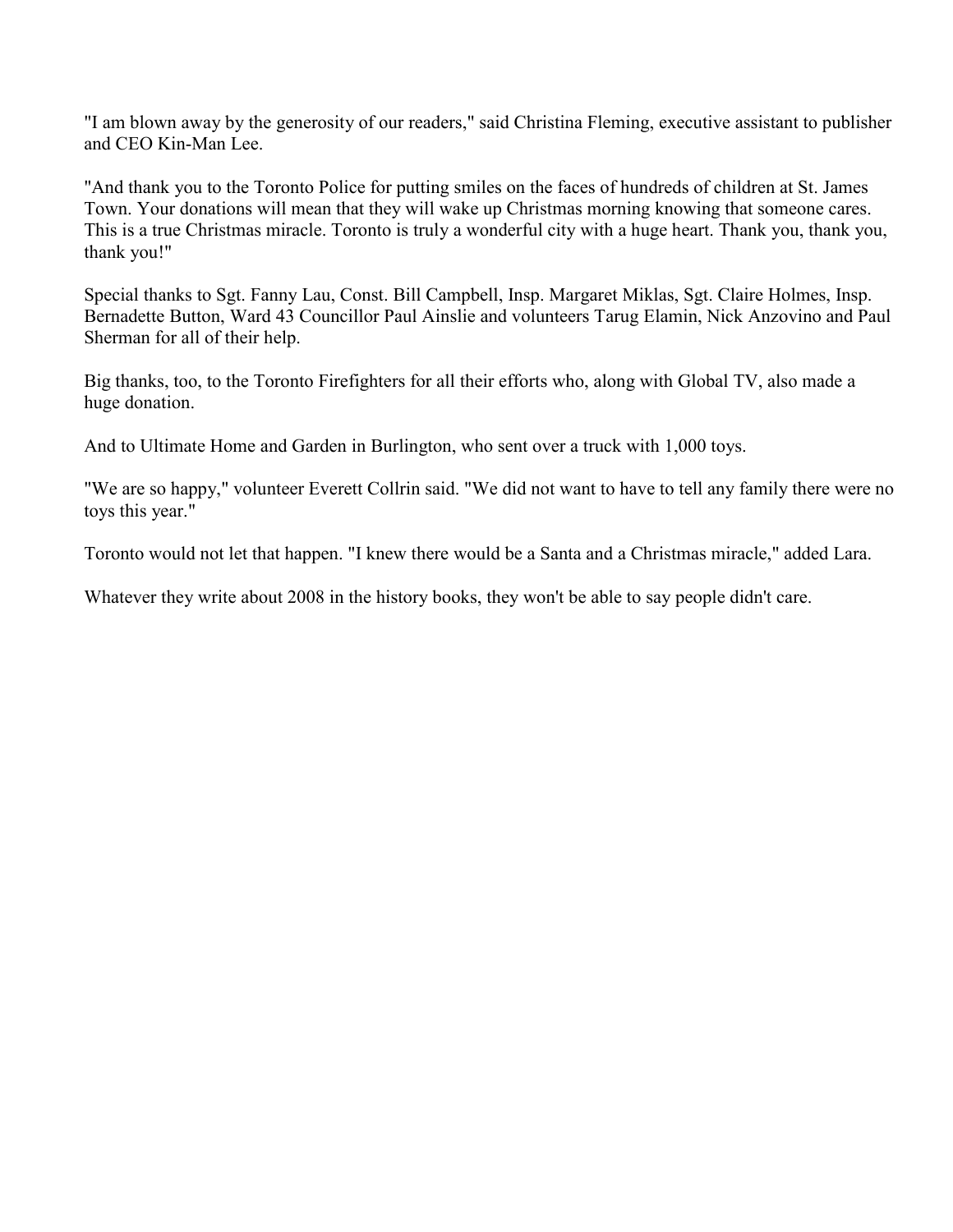"I am blown away by the generosity of our readers," said Christina Fleming, executive assistant to publisher and CEO Kin-Man Lee.

"And thank you to the Toronto Police for putting smiles on the faces of hundreds of children at St. James Town. Your donations will mean that they will wake up Christmas morning knowing that someone cares. This is a true Christmas miracle. Toronto is truly a wonderful city with a huge heart. Thank you, thank you, thank you!"

Special thanks to Sgt. Fanny Lau, Const. Bill Campbell, Insp. Margaret Miklas, Sgt. Claire Holmes, Insp. Bernadette Button, Ward 43 Councillor Paul Ainslie and volunteers Tarug Elamin, Nick Anzovino and Paul Sherman for all of their help.

Big thanks, too, to the Toronto Firefighters for all their efforts who, along with Global TV, also made a huge donation.

And to Ultimate Home and Garden in Burlington, who sent over a truck with 1,000 toys.

"We are so happy," volunteer Everett Collrin said. "We did not want to have to tell any family there were no toys this year."

Toronto would not let that happen. "I knew there would be a Santa and a Christmas miracle," added Lara.

Whatever they write about 2008 in the history books, they won't be able to say people didn't care.